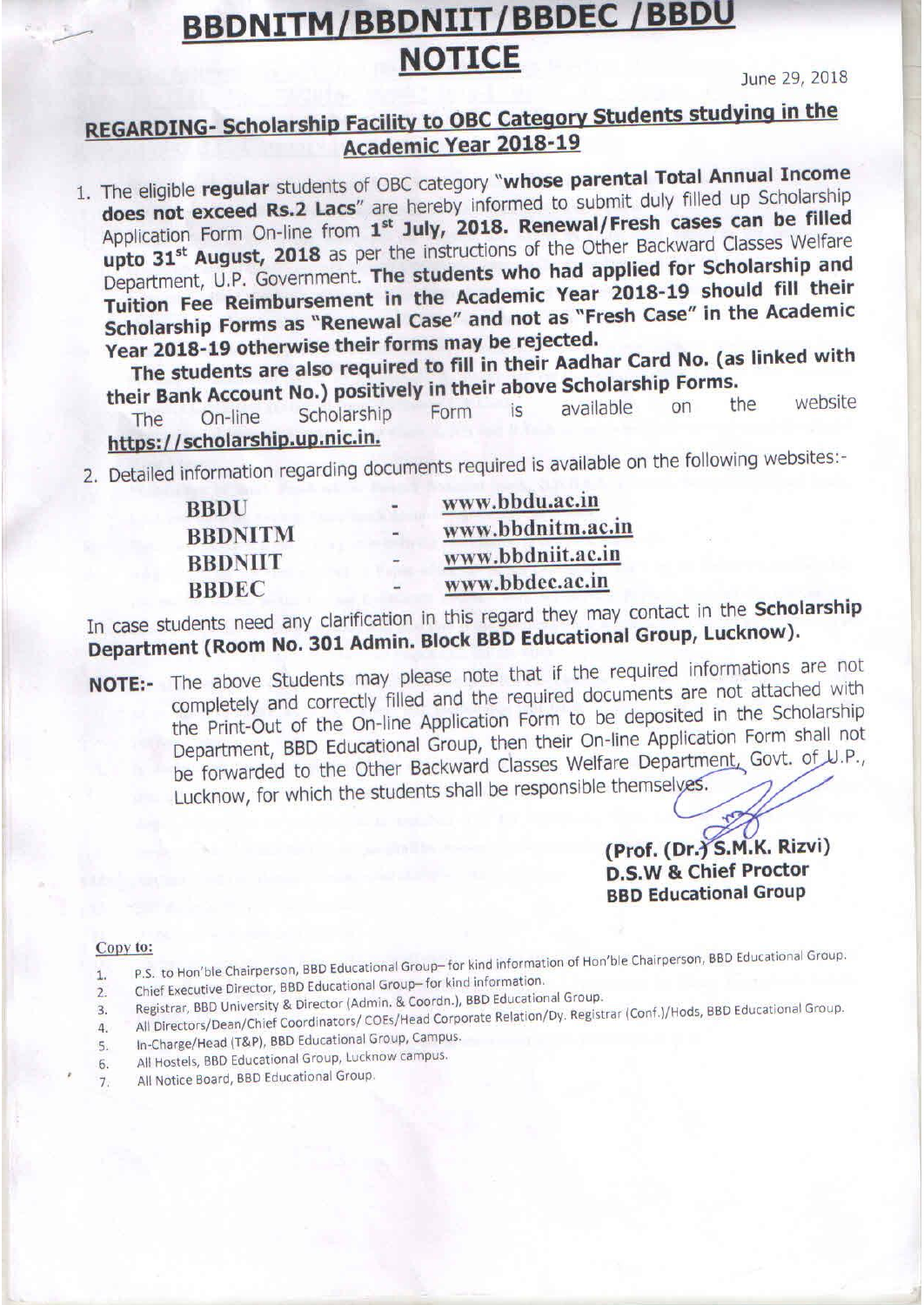# BBDNITM/BBDNIIT/BBDEC /BBDU

## NOTICE

June 29, 2018

## REGARDING- Scholarship Facility to OBC Category Students studying in the Academic Year 2018-19

1. The eligible **regular** students of OBC category "**whose parental Total Annual Income does not exceed Rs.2 Lacs**" are hereby informed to submit duly filled up Scholarship Application Form On-line from **1st July, 2018. Renewal/Fresh cases can be filled upto 31st August, 2018** as per the instructions of the Other Backward Classes Welfare Department, U.P. Government. **The students who had applied for Scholarship and Tuition Fee Reimbursement in the Academic Year 2018-19 should fill their Scholarship Forms as "Renewal Case" and not as "Fresh Case" in the Academic Year 2018-19 otherwise their forms may be rejected.**

   **The students are also required to fill in their Aadhar Card No. (as linked with their Bank Account No.) positively in their above Scholarship Forms.**

   The On-line Scholarship Form is available on the website **https://scholarship.up.nic.in.**

2. Detailed information regarding documents required is available on the following websites:-

| | | |
|---|---|---|
| **BBDU** | - | **www.bbdu.ac.in** |
| **BBDNITM** | - | **www.bbdnitm.ac.in** |
| **BBDNIIT** | - | **www.bbdniit.ac.in** |
| **BBDEC** | - | **www.bbdec.ac.in** |

In case students need any clarification in this regard they may contact in the **Scholarship Department (Room No. 301 Admin. Block BBD Educational Group, Lucknow).**

**NOTE:-** The above Students may please note that if the required informations are not completely and correctly filled and the required documents are not attached with the Print-Out of the On-line Application Form to be deposited in the Scholarship Department, BBD Educational Group, then their On-line Application Form shall not be forwarded to the Other Backward Classes Welfare Department, Govt. of U.P., Lucknow, for which the students shall be responsible themselves.

**(Prof. (Dr.) S.M.K. Rizvi)**
**D.S.W & Chief Proctor**
**BBD Educational Group**

Copy to:

1. P.S. to Hon'ble Chairperson, BBD Educational Group– for kind information of Hon'ble Chairperson, BBD Educational Group.
2. Chief Executive Director, BBD Educational Group– for kind information.
3. Registrar, BBD University & Director (Admin. & Coordn.), BBD Educational Group.
4. All Directors/Dean/Chief Coordinators/ COEs/Head Corporate Relation/Dy. Registrar (Conf.)/Hods, BBD Educational Group.
5. In-Charge/Head (T&P), BBD Educational Group, Campus.
6. All Hostels, BBD Educational Group, Lucknow campus.
7. All Notice Board, BBD Educational Group.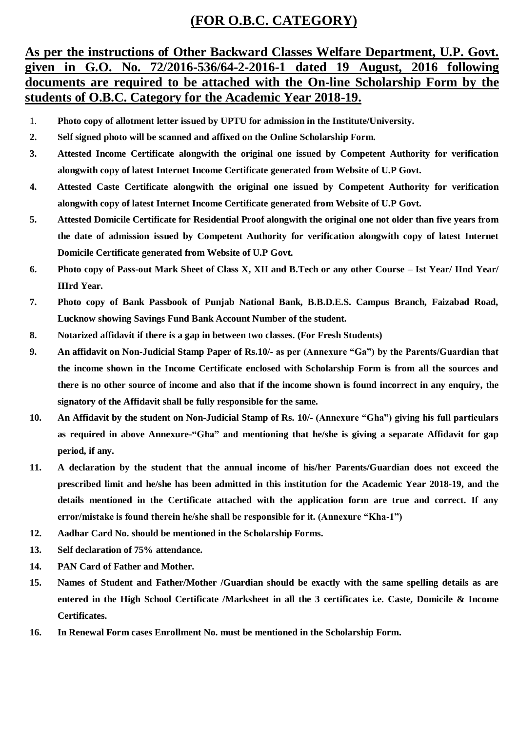# (FOR O.B.C. CATEGORY)

## As per the instructions of Other Backward Classes Welfare Department, U.P. Govt. given in G.O. No. 72/2016-536/64-2-2016-1 dated 19 August, 2016 following documents are required to be attached with the On-line Scholarship Form by the students of O.B.C. Category for the Academic Year 2018-19.

1. **Photo copy of allotment letter issued by UPTU for admission in the Institute/University.**
2. **Self signed photo will be scanned and affixed on the Online Scholarship Form.**
3. **Attested Income Certificate alongwith the original one issued by Competent Authority for verification alongwith copy of latest Internet Income Certificate generated from Website of U.P Govt.**
4. **Attested Caste Certificate alongwith the original one issued by Competent Authority for verification alongwith copy of latest Internet Income Certificate generated from Website of U.P Govt.**
5. **Attested Domicile Certificate for Residential Proof alongwith the original one not older than five years from the date of admission issued by Competent Authority for verification alongwith copy of latest Internet Domicile Certificate generated from Website of U.P Govt.**
6. **Photo copy of Pass-out Mark Sheet of Class X, XII and B.Tech or any other Course – Ist Year/ IInd Year/ IIIrd Year.**
7. **Photo copy of Bank Passbook of Punjab National Bank, B.B.D.E.S. Campus Branch, Faizabad Road, Lucknow showing Savings Fund Bank Account Number of the student.**
8. **Notarized affidavit if there is a gap in between two classes. (For Fresh Students)**
9. **An affidavit on Non-Judicial Stamp Paper of Rs.10/- as per (Annexure "Ga") by the Parents/Guardian that the income shown in the Income Certificate enclosed with Scholarship Form is from all the sources and there is no other source of income and also that if the income shown is found incorrect in any enquiry, the signatory of the Affidavit shall be fully responsible for the same.**
10. **An Affidavit by the student on Non-Judicial Stamp of Rs. 10/- (Annexure "Gha") giving his full particulars as required in above Annexure-"Gha" and mentioning that he/she is giving a separate Affidavit for gap period, if any.**
11. **A declaration by the student that the annual income of his/her Parents/Guardian does not exceed the prescribed limit and he/she has been admitted in this institution for the Academic Year 2018-19, and the details mentioned in the Certificate attached with the application form are true and correct. If any error/mistake is found therein he/she shall be responsible for it. (Annexure "Kha-1")**
12. **Aadhar Card No. should be mentioned in the Scholarship Forms.**
13. **Self declaration of 75% attendance.**
14. **PAN Card of Father and Mother.**
15. **Names of Student and Father/Mother /Guardian should be exactly with the same spelling details as are entered in the High School Certificate /Marksheet in all the 3 certificates i.e. Caste, Domicile & Income Certificates.**
16. **In Renewal Form cases Enrollment No. must be mentioned in the Scholarship Form.**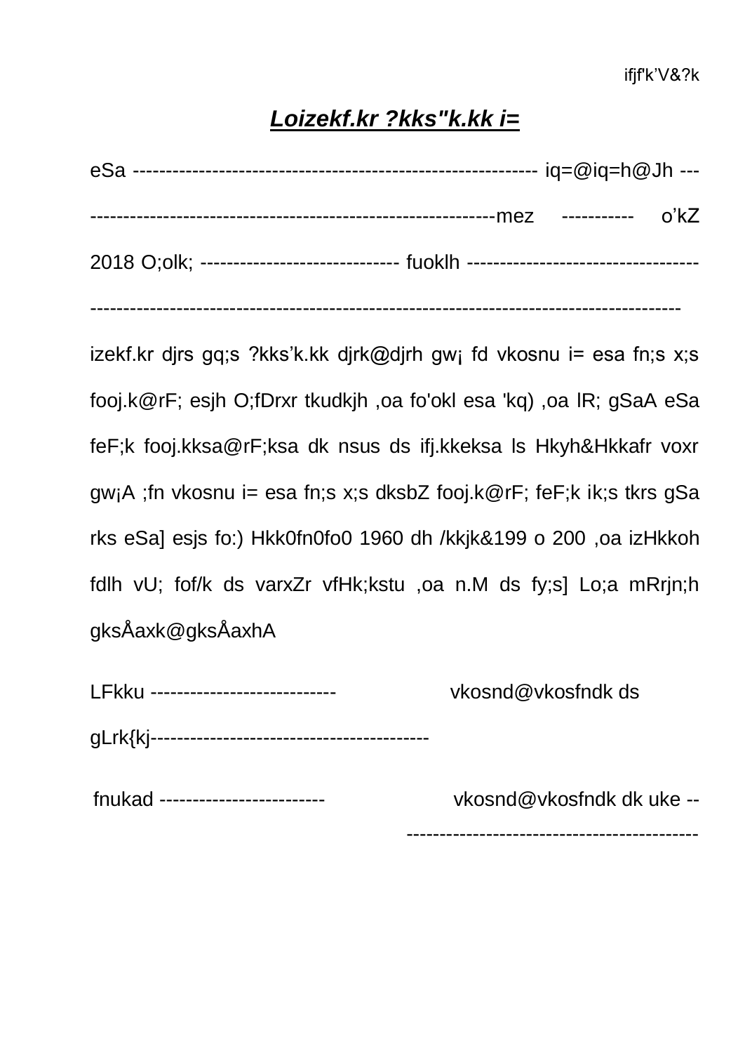ifjf'k’V&?k

## ***Loizekf.kr ?kks"k.kk i=***

eSa ------------------------------------------------------------ iq=@iq=h@Jh ---------------------------------------------------------------mez ----------- o’kZ 2018 O;olk; ----------------------------- fuoklh -------------------------------------------------------------------------------------------------------------------

izekf.kr djrs gq;s ?kks’k.kk djrk@djrh gw¡ fd vkosnu i= esa fn;s x;s fooj.k@rF; esjh O;fDrxr tkudkjh ,oa fo'okl esa 'kq) ,oa lR; gSaA eSa feF;k fooj.kksa@rF;ksa dk nsus ds ifj.kkeksa ls Hkyh&Hkkafr voxr gw¡A ;fn vkosnu i= esa fn;s x;s dksbZ fooj.k@rF; feF;k ik;s tkrs gSa rks eSa] esjs fo:) Hkk0fn0fo0 1960 dh /kkjk&199 o 200 ,oa izHkkoh fdlh vU; fof/k ds varxZr vfHk;kstu ,oa n.M ds fy;s] Lo;a mRrjn;h gksÅaxk@gksÅaxhA

LFkku ----------------------------  vkosnd@vkosfndk ds gLrk{kj-----------------------------------------

fnukad -------------------------  vkosnd@vkosfndk dk uke -- -------------------------------------------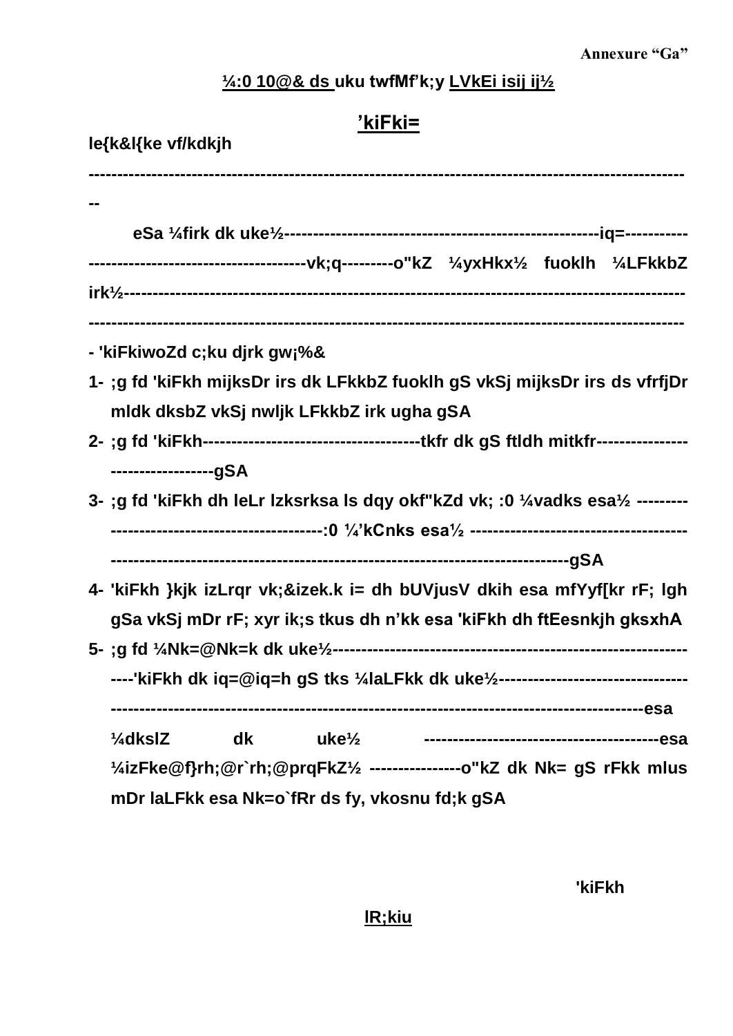**Annexure "Ga"**

**¼:0 10@& ds uku twfMf'k;y LVkEi isij ij½**

## 'kiFki=

**le{k&l{ke vf/kdkjh**

**----------------------------------------------------------------------------------------------------------**

**eSa ¼firk dk uke½-----------------------------------------------------iq=------------------------------------------------vk;q---------o"kZ ¼yxHkx½ fuoklh ¼LFkkbZ irk½-----------------------------------------------------------------------------------------------------------------------------------------------------------------------------------------**

**- 'kiFkiwoZd c;ku djrk gw¡%&**

1- **;g fd 'kiFkh mijksDr irs dk LFkkbZ fuoklh gS vkSj mijksDr irs ds vfrfjDr mldk dksbZ vkSj nwljk LFkkbZ irk ugha gSA**
2- **;g fd 'kiFkh-------------------------------------tkfr dk gS ftldh mitkfr----------------------------------gSA**
3- **;g fd 'kiFkh dh leLr lzksrksa ls dqy okf"kZd vk; :0 ¼vadks esa½ --------------------------------------------:0 ¼'kCnks esa½ -----------------------------------------------------------------------------------------------------------gSA**
4- **'kiFkh }kjk izLrqr vk;&izek.k i= dh bUVjusV dkih esa mfYyf[kr rF; lgh gSa vkSj mDr rF; xyr ik;s tkus dh n'kk esa 'kiFkh dh ftEesnkjh gksxhA**
5- **;g fd ¼Nk=@Nk=k dk uke½-----------------------------------------------------------------'kiFkh dk iq=@iq=h gS tks ¼laLFkk dk uke½-------------------------------------------------------------------------------------------------------------esa ¼dkslZ dk uke½ ----------------------------------------esa ¼izFke@f}rh;@r`rh;@prqFkZ½ ----------------o"kZ dk Nk= gS rFkk mlus mDr laLFkk esa Nk=o`fRr ds fy, vkosnu fd;k gSA**

**'kiFkh**

**lR;kiu**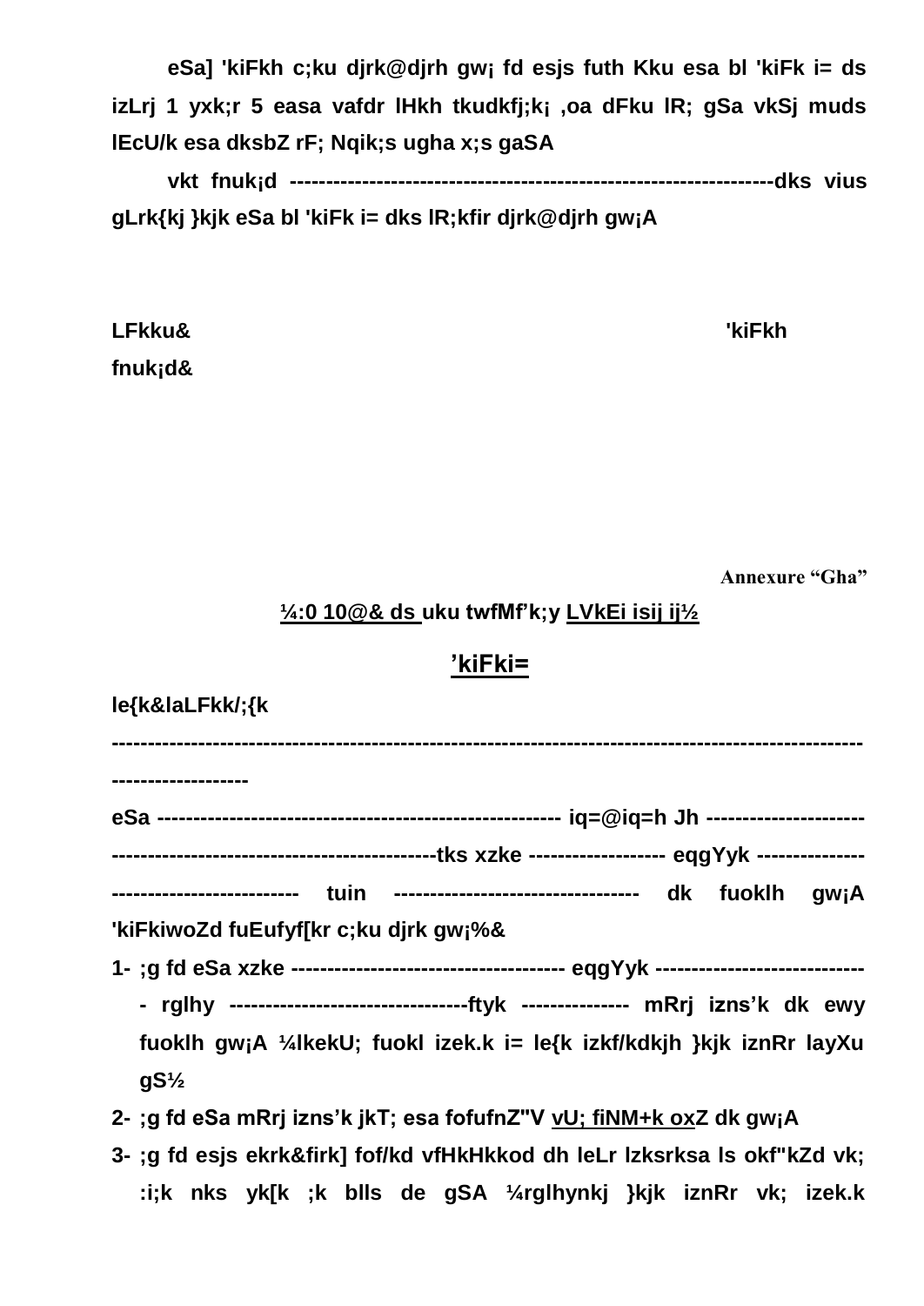eSa] 'kiFkh c;ku djrk@djrh gw¡ fd esjs futh Kku esa bl 'kiFk i= ds izLrj 1 yxk;r 5 easa vafdr lHkh tkudkfj;k¡ ,oa dFku lR; gSa vkSj muds lEcU/k esa dksbZ rF; Nqik;s ugha x;s gaSA

vkt fnuk¡d -----------------------------------------------------------------dks vius gLrk{kj }kjk eSa bl 'kiFk i= dks lR;kfir djrk@djrh gw¡A

LFkku& 'kiFkh

fnuk¡d&

**Annexure "Gha"**

**¼:0 10@& ds uku twfMf'k;y LVkEi isij ij½**

## 'kiFki=

**le{k&laLFkk/;{k**

**----------------------------------------------------------------------------------------------------------------------**

**eSa ------------------------------------------------------ iq=@iq=h Jh ----------------------------------------------------------------tks xzke ------------------- eqgYyk ----------------------------------------- tuin ---------------------------------- dk fuoklh gw¡A 'kiFkiwoZd fuEufyf[kr c;ku djrk gw¡%&**

1- **;g fd eSa xzke ------------------------------------- eqgYyk ----------------------------- rglhy ---------------------------------ftyk -------------- mRrj izns'k dk ewy fuoklh gw¡A ¼lkekU; fuokl izek.k i= le{k izkf/kdkjh }kjk iznRr layXu gS½**
2- **;g fd eSa mRrj izns'k jkT; esa fofufnZ"V vU; fiNM+k oxZ dk gw¡A**
3- **;g fd esjs ekrk&firk] fof/kd vfHkHkkod dh leLr lzksrksa ls okf"kZd vk; :i;k nks yk[k ;k blls de gSA ¼rglhynkj }kjk iznRr vk; izek.k**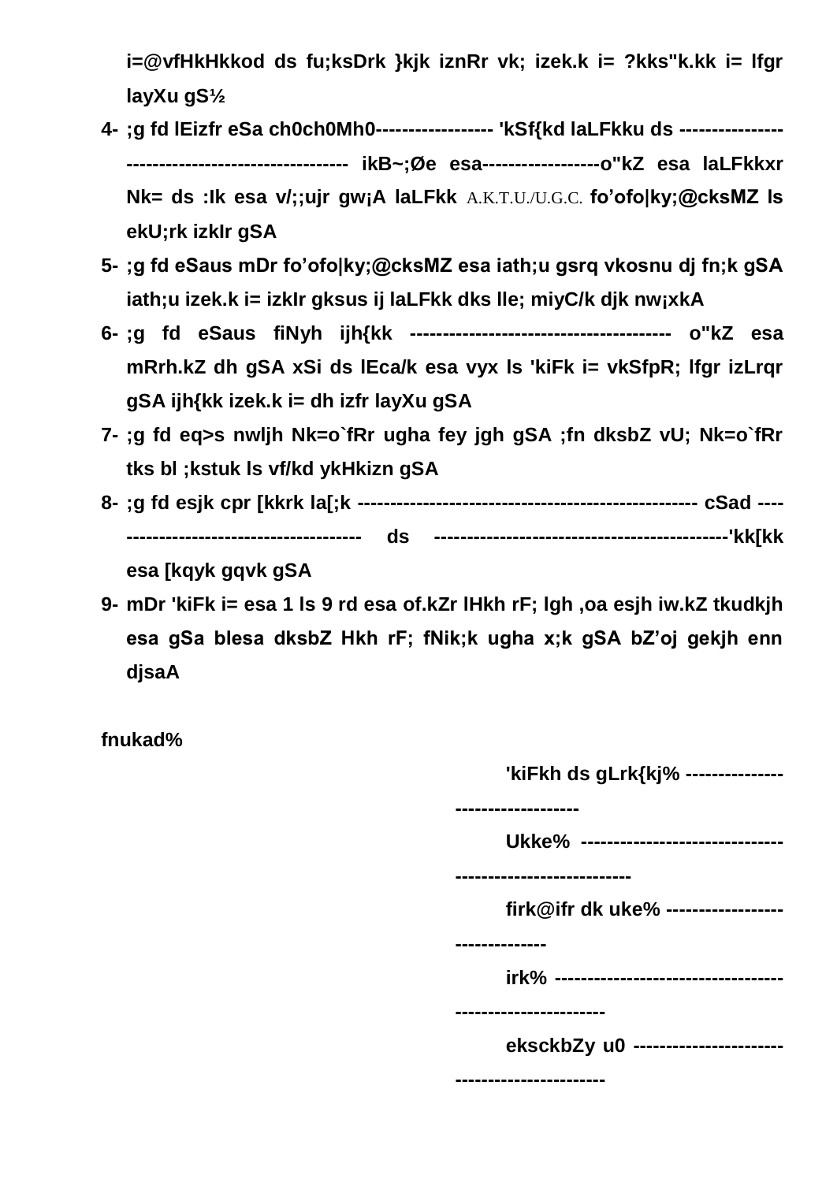i=@vfHkHkkod ds fu;ksDrk }kjk iznRr vk; izek.k i= ?kks"k.kk i= lfgr layXu gS½

4- ;g fd lEizfr eSa ch0ch0Mh0------------------ 'kSf{kd laLFkku ds ---------------- --------------------------------- ikB~;Øe esa------------------o"kZ esa laLFkkxr Nk= ds :Ik esa v/;;ujr gw¡A laLFkk A.K.T.U./U.G.C. fo'ofo|ky;@cksMZ ls ekU;rk izkIr gSA

5- ;g fd eSaus mDr fo'ofo|ky;@cksMZ esa iath;u gsrq vkosnu dj fn;k gSA iath;u izek.k i= izkIr gksus ij laLFkk dks lle; miyC/k djk nw¡xkA

6- ;g fd eSaus fiNyh ijh{kk -------------------------------------- o"kZ esa mRrh.kZ dh gSA xSi ds lEca/k esa vyx ls 'kiFk i= vkSfpR; lfgr izLrqr gSA ijh{kk izek.k i= dh izfr layXu gSA

7- ;g fd eq>s nwljh Nk=o`fRr ugha fey jgh gSA ;fn dksbZ vU; Nk=o`fRr tks bl ;kstuk ls vf/kd ykHkizn gSA

8- ;g fd esjk cpr [kkrk la[;k --------------------------------------------------- cSad ---- ----------------------------------- ds -------------------------------------------'kk[kk esa [kqyk gqvk gSA

9- mDr 'kiFk i= esa 1 ls 9 rd esa of.kZr lHkh rF; lgh ,oa esjh iw.kZ tkudkjh esa gSa blesa dksbZ Hkh rF; fNik;k ugha x;k gSA bZ'oj gekjh enn djsaA

fnukad%

'kiFkh ds gLrk{kj% ---------------------------------

Ukke% --------------------------------------------------------

firk@ifr dk uke% --------------------------------

irk% ---------------------------------------------------------

eksckbZy u0 ---------------------------------------------